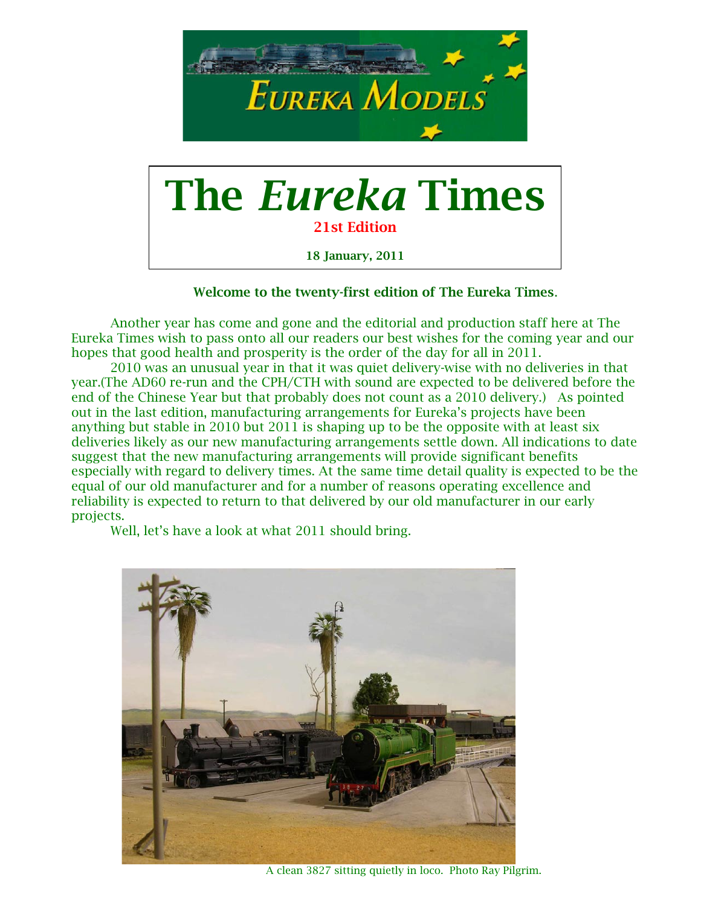# The *Eureka* Times

**21st Edition**

**18 January, 2011**

**Welcome to the twenty-first edition of The Eureka Times.**

Another year has come and gone and the editorial and production staff here at The Eureka Times wish to pass onto all our readers our best wishes for the coming year and our hopes that good health and prosperity is the order of the day for all in 2011.

2010 was an unusual year in that it was quiet delivery-wise with no deliveries in that year.(The AD60 re-run and the CPH/CTH with sound are expected to be delivered before the end of the Chinese Year but that probably does not count as a 2010 delivery.) As pointed out in the last edition, manufacturing arrangements for Eureka's projects have been anything but stable in 2010 but 2011 is shaping up to be the opposite with at least six deliveries likely as our new manufacturing arrangements settle down. All indications to date suggest that the new manufacturing arrangements will provide significant benefits especially with regard to delivery times. At the same time detail quality is expected to be the equal of our old manufacturer and for a number of reasons operating excellence and reliability is expected to return to that delivered by our old manufacturer in our early projects.

Well, let's have a look at what 2011 should bring.

A clean 3827 sitting quietly in loco. Photo Ray Pilgrim.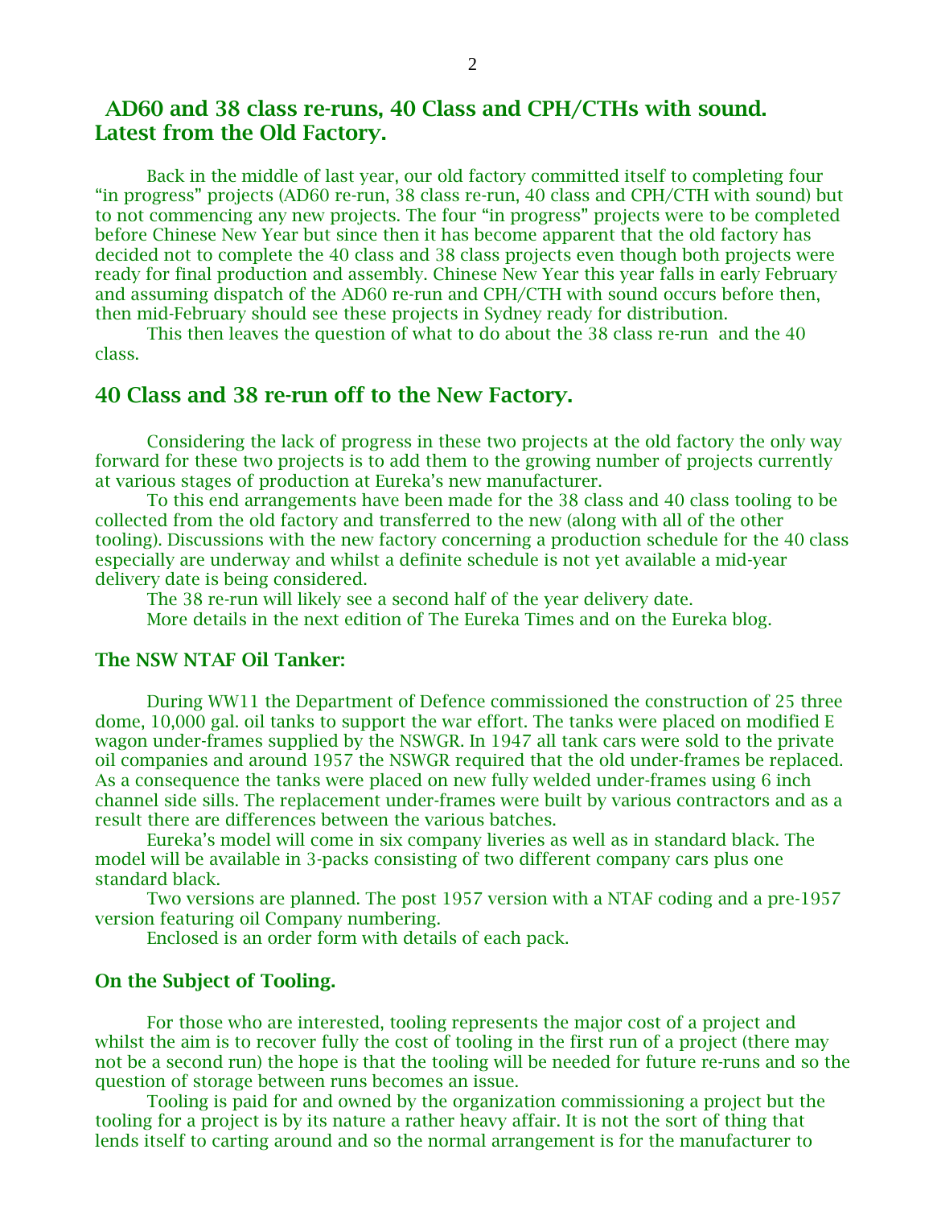## AD60 and 38 class re-runs, 40 Class and CPH/CTHs with sound. Latest from the Old Factory.

Back in the middle of last year, our old factory committed itself to completing four "in progress" projects (AD60 re-run, 38 class re-run, 40 class and CPH/CTH with sound) but to not commencing any new projects. The four "in progress" projects were to be completed before Chinese New Year but since then it has become apparent that the old factory has decided not to complete the 40 class and 38 class projects even though both projects were ready for final production and assembly. Chinese New Year this year falls in early February and assuming dispatch of the AD60 re-run and CPH/CTH with sound occurs before then, then mid-February should see these projects in Sydney ready for distribution.

This then leaves the question of what to do about the 38 class re-run and the 40 class.

## 40 Class and 38 re-run off to the New Factory.

Considering the lack of progress in these two projects at the old factory the only way forward for these two projects is to add them to the growing number of projects currently at various stages of production at Eureka's new manufacturer.

To this end arrangements have been made for the 38 class and 40 class tooling to be collected from the old factory and transferred to the new (along with all of the other tooling). Discussions with the new factory concerning a production schedule for the 40 class especially are underway and whilst a definite schedule is not yet available a mid-year delivery date is being considered.

The 38 re-run will likely see a second half of the year delivery date.

More details in the next edition of The Eureka Times and on the Eureka blog.

### The NSW NTAF Oil Tanker:

During WW11 the Department of Defence commissioned the construction of 25 three dome, 10,000 gal. oil tanks to support the war effort. The tanks were placed on modified E wagon under-frames supplied by the NSWGR. In 1947 all tank cars were sold to the private oil companies and around 1957 the NSWGR required that the old under-frames be replaced. As a consequence the tanks were placed on new fully welded under-frames using 6 inch channel side sills. The replacement under-frames were built by various contractors and as a result there are differences between the various batches.

Eureka's model will come in six company liveries as well as in standard black. The model will be available in 3-packs consisting of two different company cars plus one standard black.

Two versions are planned. The post 1957 version with a NTAF coding and a pre-1957 version featuring oil Company numbering.

Enclosed is an order form with details of each pack.

### On the Subject of Tooling.

For those who are interested, tooling represents the major cost of a project and whilst the aim is to recover fully the cost of tooling in the first run of a project (there may not be a second run) the hope is that the tooling will be needed for future re-runs and so the question of storage between runs becomes an issue.

Tooling is paid for and owned by the organization commissioning a project but the tooling for a project is by its nature a rather heavy affair. It is not the sort of thing that lends itself to carting around and so the normal arrangement is for the manufacturer to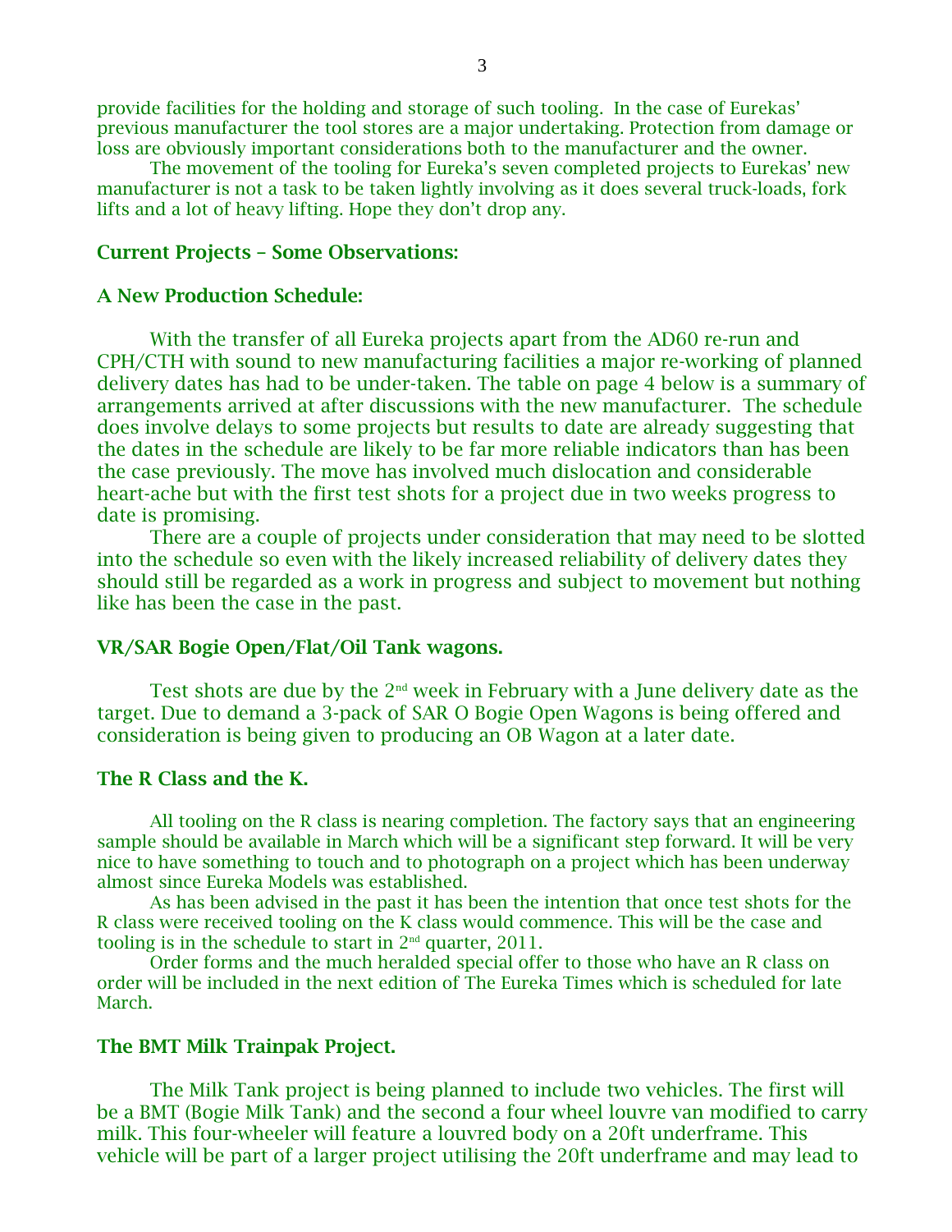provide facilities for the holding and storage of such tooling. In the case of Eurekas' previous manufacturer the tool stores are a major undertaking. Protection from damage or loss are obviously important considerations both to the manufacturer and the owner.

The movement of the tooling for Eureka's seven completed projects to Eurekas' new manufacturer is not a task to be taken lightly involving as it does several truck-loads, fork lifts and a lot of heavy lifting. Hope they don't drop any.

## Current Projects – Some Observations:

### A New Production Schedule:

With the transfer of all Eureka projects apart from the AD60 re-run and CPH/CTH with sound to new manufacturing facilities a major re-working of planned delivery dates has had to be under-taken. The table on page 4 below is a summary of arrangements arrived at after discussions with the new manufacturer. The schedule does involve delays to some projects but results to date are already suggesting that the dates in the schedule are likely to be far more reliable indicators than has been the case previously. The move has involved much dislocation and considerable heart-ache but with the first test shots for a project due in two weeks progress to date is promising.

There are a couple of projects under consideration that may need to be slotted into the schedule so even with the likely increased reliability of delivery dates they should still be regarded as a work in progress and subject to movement but nothing like has been the case in the past.

### VR/SAR Bogie Open/Flat/Oil Tank wagons.

Test shots are due by the 2nd week in February with a June delivery date as the target. Due to demand a 3-pack of SAR O Bogie Open Wagons is being offered and consideration is being given to producing an OB Wagon at a later date.

### The R Class and the K.

All tooling on the R class is nearing completion. The factory says that an engineering sample should be available in March which will be a significant step forward. It will be very nice to have something to touch and to photograph on a project which has been underway almost since Eureka Models was established.

As has been advised in the past it has been the intention that once test shots for the R class were received tooling on the K class would commence. This will be the case and tooling is in the schedule to start in 2nd quarter, 2011.

Order forms and the much heralded special offer to those who have an R class on order will be included in the next edition of The Eureka Times which is scheduled for late March.

### The BMT Milk Trainpak Project.

The Milk Tank project is being planned to include two vehicles. The first will be a BMT (Bogie Milk Tank) and the second a four wheel louvre van modified to carry milk. This four-wheeler will feature a louvred body on a 20ft underframe. This vehicle will be part of a larger project utilising the 20ft underframe and may lead to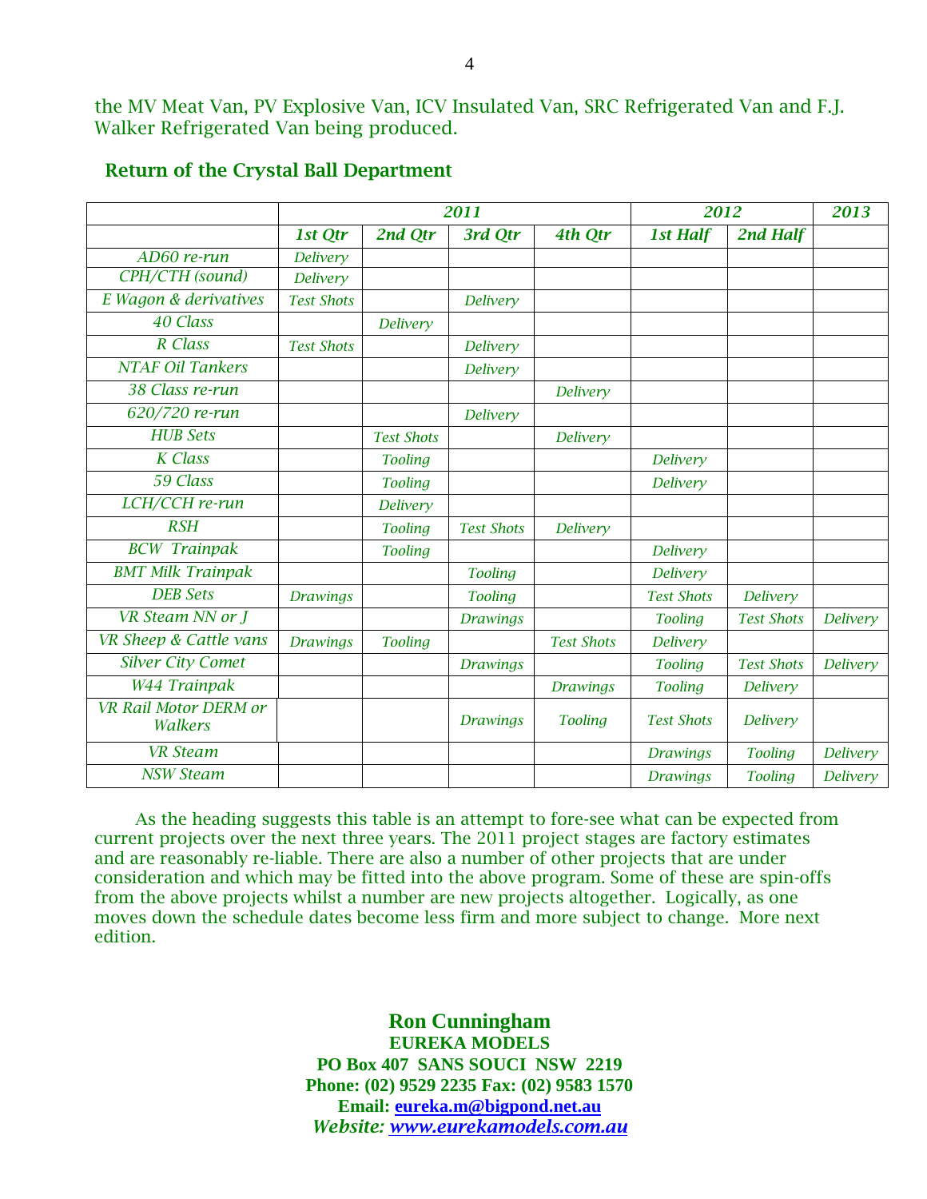the MV Meat Van, PV Explosive Van, ICV Insulated Van, SRC Refrigerated Van and F.J. Walker Refrigerated Van being produced.

## Return of the Crystal Ball Department

| | 2011 | | | | 2012 | | 2013 |
|---|---|---|---|---|---|---|---|
| | *1st Qtr* | *2nd Qtr* | *3rd Qtr* | *4th Qtr* | *1st Half* | *2nd Half* | |
| *AD60 re-run* | *Delivery* | | | | | | |
| *CPH/CTH (sound)* | *Delivery* | | | | | | |
| *E Wagon & derivatives* | *Test Shots* | | *Delivery* | | | | |
| *40 Class* | | *Delivery* | | | | | |
| *R Class* | *Test Shots* | | *Delivery* | | | | |
| *NTAF Oil Tankers* | | | *Delivery* | | | | |
| *38 Class re-run* | | | | *Delivery* | | | |
| *620/720 re-run* | | | *Delivery* | | | | |
| *HUB Sets* | | *Test Shots* | | *Delivery* | | | |
| *K Class* | | *Tooling* | | | *Delivery* | | |
| *59 Class* | | *Tooling* | | | *Delivery* | | |
| *LCH/CCH re-run* | | *Delivery* | | | | | |
| *RSH* | | *Tooling* | *Test Shots* | *Delivery* | | | |
| *BCW Trainpak* | | *Tooling* | | | *Delivery* | | |
| *BMT Milk Trainpak* | | | *Tooling* | | *Delivery* | | |
| *DEB Sets* | *Drawings* | | *Tooling* | | *Test Shots* | *Delivery* | |
| *VR Steam NN or J* | | | *Drawings* | | *Tooling* | *Test Shots* | *Delivery* |
| *VR Sheep & Cattle vans* | *Drawings* | *Tooling* | | *Test Shots* | *Delivery* | | |
| *Silver City Comet* | | | *Drawings* | | *Tooling* | *Test Shots* | *Delivery* |
| *W44 Trainpak* | | | | *Drawings* | *Tooling* | *Delivery* | |
| *VR Rail Motor DERM or Walkers* | | | *Drawings* | *Tooling* | *Test Shots* | *Delivery* | |
| *VR Steam* | | | | | *Drawings* | *Tooling* | *Delivery* |
| *NSW Steam* | | | | | *Drawings* | *Tooling* | *Delivery* |

As the heading suggests this table is an attempt to fore-see what can be expected from current projects over the next three years. The 2011 project stages are factory estimates and are reasonably re-liable. There are also a number of other projects that are under consideration and which may be fitted into the above program. Some of these are spin-offs from the above projects whilst a number are new projects altogether. Logically, as one moves down the schedule dates become less firm and more subject to change. More next edition.

**Ron Cunningham**
**EUREKA MODELS**
**PO Box 407 SANS SOUCI NSW 2219**
**Phone: (02) 9529 2235 Fax: (02) 9583 1570**
**Email: eureka.m@bigpond.net.au**
***Website: www.eurekamodels.com.au***